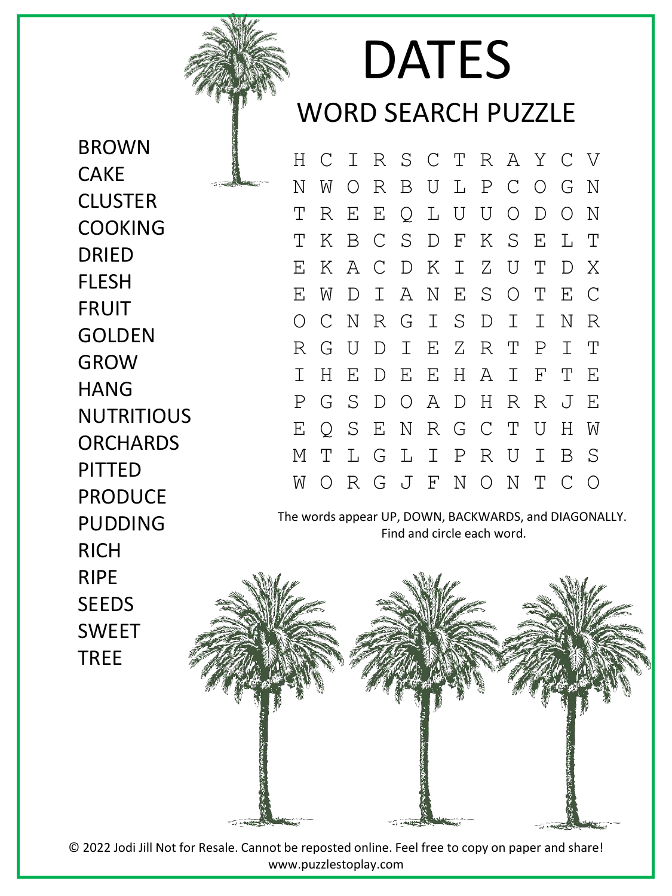# DATES

## WORD SEARCH PUZZLE

- BROWN
- CAKE
- CLUSTER
- COOKING
- DRIED
- FLESH
- FRUIT
- GOLDEN
- GROW
- HANG
- NUTRITIOUS
- ORCHARDS
- PITTED
- PRODUCE
- PUDDING
- RICH
- RIPE
- SEEDS
- SWEET
- TREE

```
H C I R S C T R A Y C V
N W O R B U L P C O G N
T R E E Q L U U O D O N
T K B C S D F K S E L T
E K A C D K I Z U T D X
E W D I A N E S O T E C
O C N R G I S D I I N R
R G U D I E Z R T P I T
I H E D E E H A I F T E
P G S D O A D H R R J E
E Q S E N R G C T U H W
M T L G L I P R U I B S
W O R G J F N O N T C O
```

The words appear UP, DOWN, BACKWARDS, and DIAGONALLY. Find and circle each word.

© 2022 Jodi Jill Not for Resale. Cannot be reposted online. Feel free to copy on paper and share!
www.puzzlestoplay.com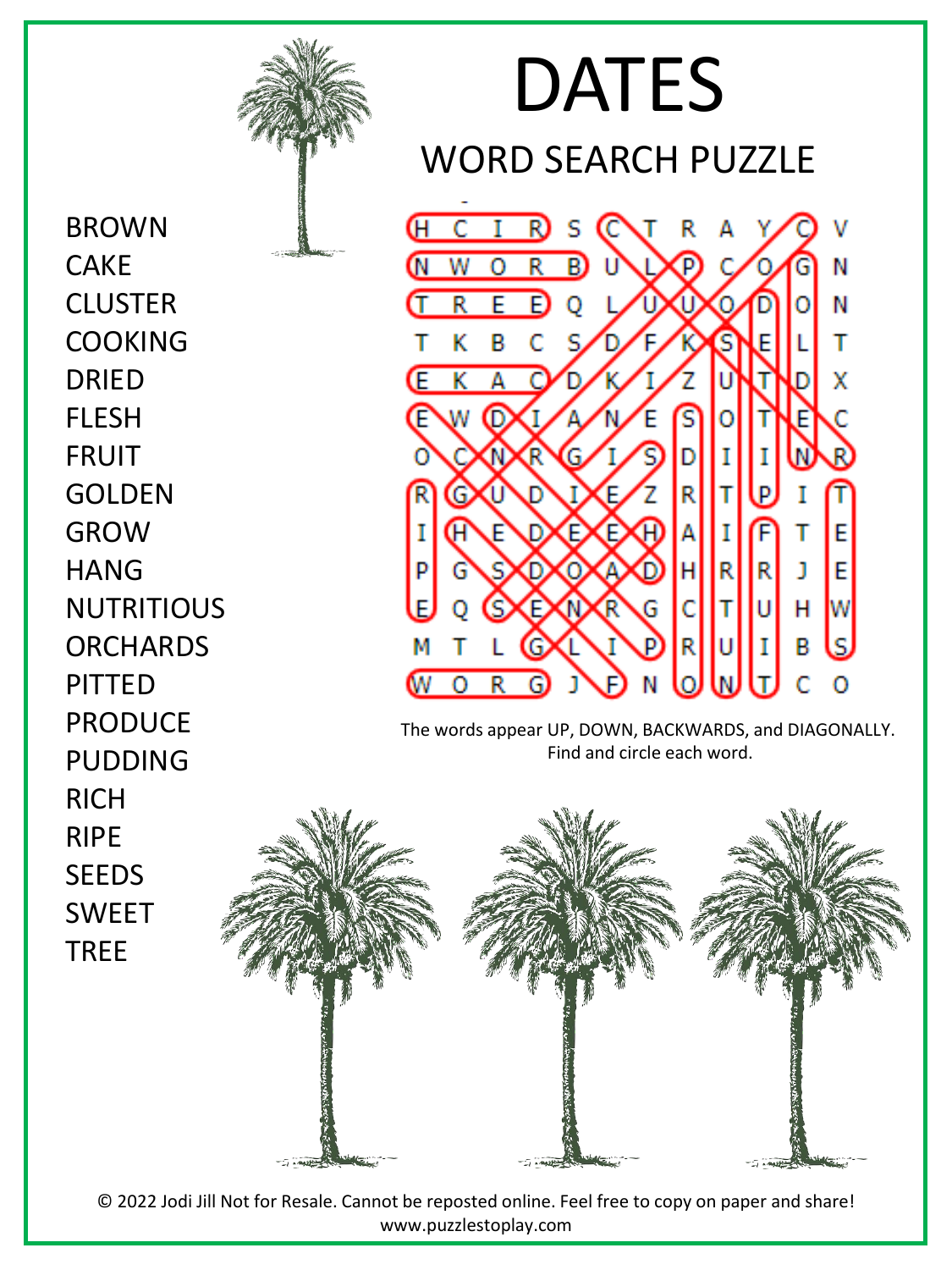# DATES

## WORD SEARCH PUZZLE

BROWN
CAKE
CLUSTER
COOKING
DRIED
FLESH
FRUIT
GOLDEN
GROW
HANG
NUTRITIOUS
ORCHARDS
PITTED
PRODUCE
PUDDING
RICH
RIPE
SEEDS
SWEET
TREE

| | | | | | | | | | | | |
|---|---|---|---|---|---|---|---|---|---|---|---|
| H | C | I | R | S | C | T | R | A | Y | C | V |
| N | W | O | R | B | U | L | P | C | O | G | N |
| T | R | E | E | Q | L | U | U | O | D | O | N |
| T | K | B | C | S | D | F | K | S | E | L | T |
| E | K | A | C | D | K | I | Z | U | T | D | X |
| E | W | D | I | A | N | E | S | O | T | E | C |
| O | C | N | R | G | I | S | D | I | I | N | R |
| R | G | U | D | I | E | Z | R | T | P | I | T |
| I | H | E | D | E | E | H | A | I | F | T | E |
| P | G | S | D | O | A | D | H | R | R | J | E |
| E | Q | S | E | N | R | G | C | T | U | H | W |
| M | T | L | G | L | I | P | R | U | I | B | S |
| W | O | R | G | J | F | N | O | N | T | C | O |

The words appear UP, DOWN, BACKWARDS, and DIAGONALLY.
Find and circle each word.

© 2022 Jodi Jill Not for Resale. Cannot be reposted online. Feel free to copy on paper and share!
www.puzzlestoplay.com